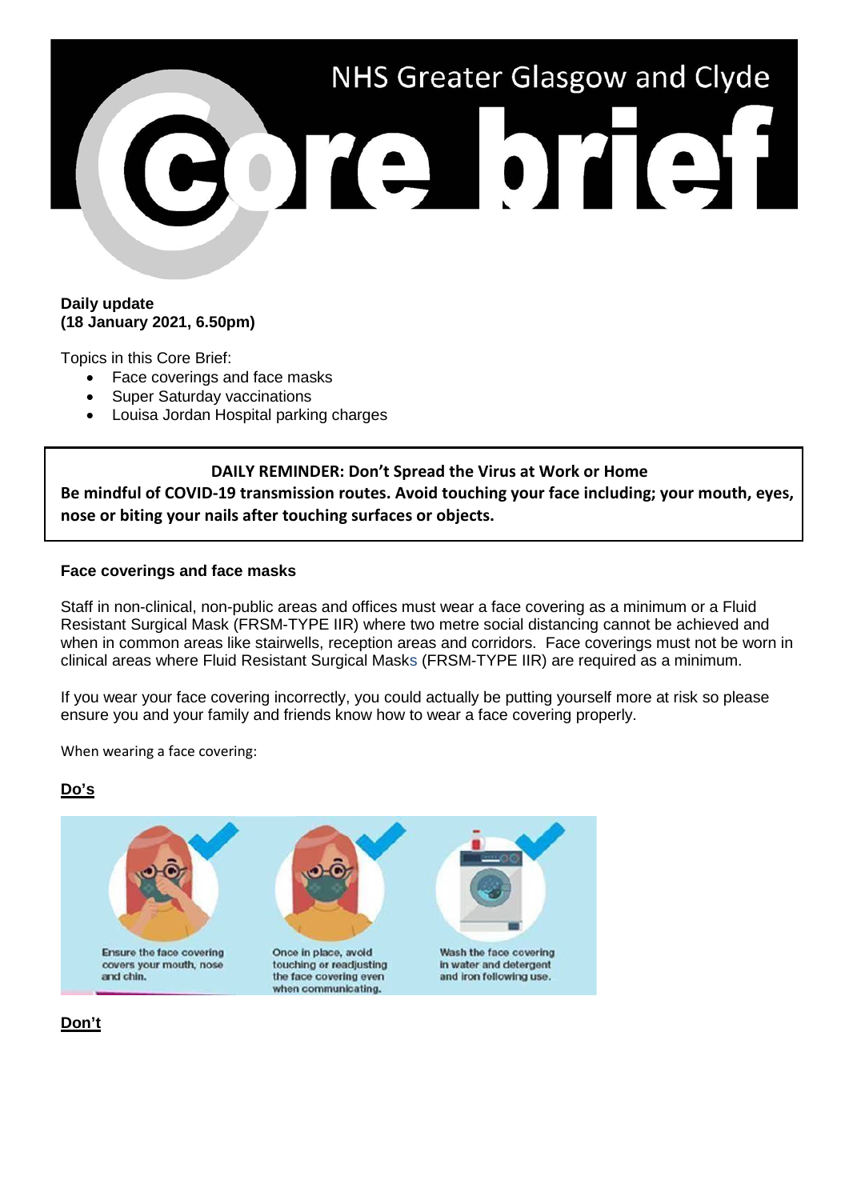NHS Greater Glasgow and Clyde

# Core brief

**Daily update**
**(18 January 2021, 6.50pm)**

Topics in this Core Brief:

- Face coverings and face masks
- Super Saturday vaccinations
- Louisa Jordan Hospital parking charges

**DAILY REMINDER: Don't Spread the Virus at Work or Home**
**Be mindful of COVID-19 transmission routes. Avoid touching your face including; your mouth, eyes, nose or biting your nails after touching surfaces or objects.**

## Face coverings and face masks

Staff in non-clinical, non-public areas and offices must wear a face covering as a minimum or a Fluid Resistant Surgical Mask (FRSM-TYPE IIR) where two metre social distancing cannot be achieved and when in common areas like stairwells, reception areas and corridors. Face coverings must not be worn in clinical areas where Fluid Resistant Surgical Masks (FRSM-TYPE IIR) are required as a minimum.

If you wear your face covering incorrectly, you could actually be putting yourself more at risk so please ensure you and your family and friends know how to wear a face covering properly.

When wearing a face covering:

**Do's**

Ensure the face covering covers your mouth, nose and chin.

Once in place, avoid touching or readjusting the face covering even when communicating.

Wash the face covering in water and detergent and iron following use.

**Don't**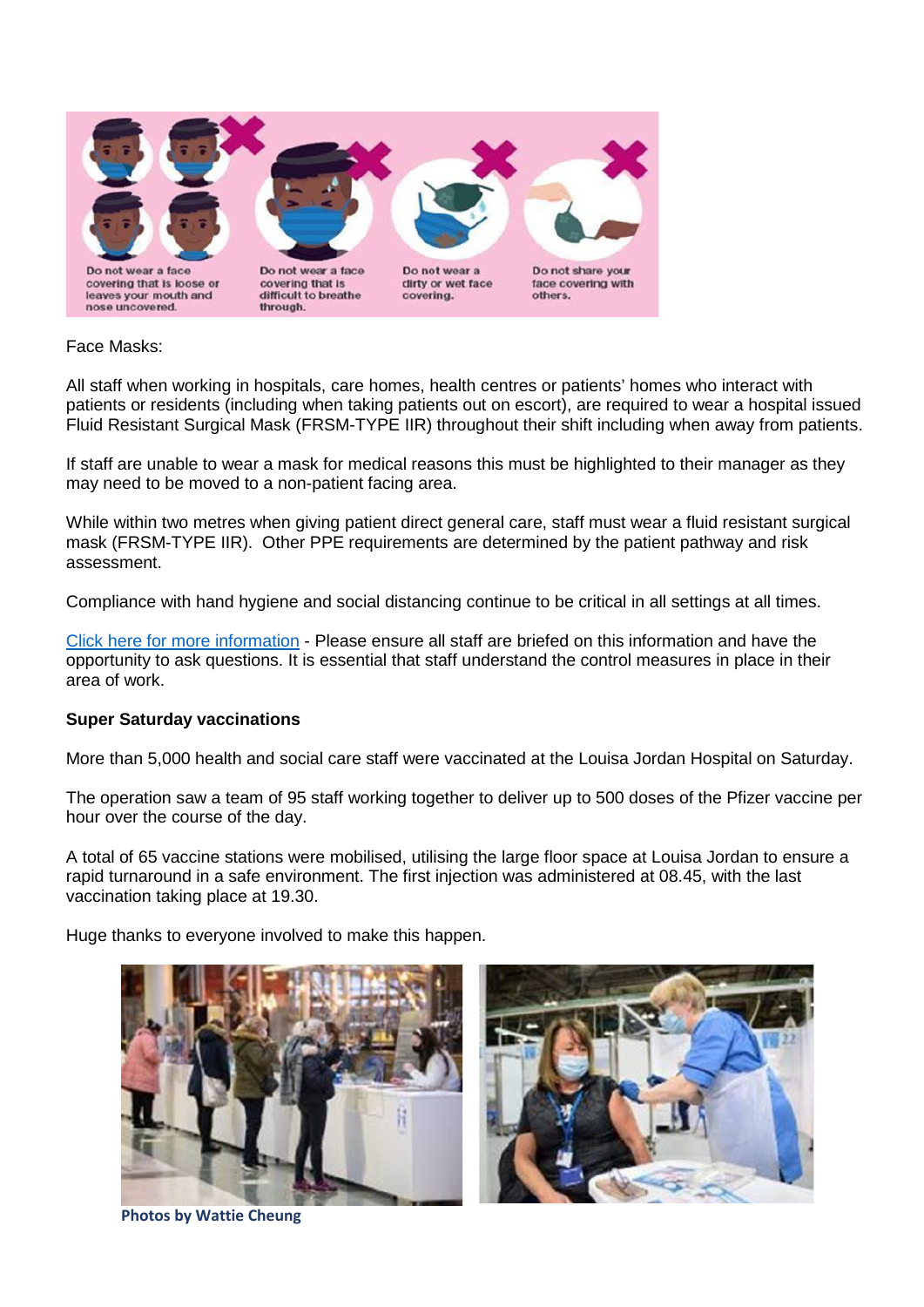Do not wear a face covering that is loose or leaves your mouth and nose uncovered.

Do not wear a face covering that is difficult to breathe through.

Do not wear a dirty or wet face covering.

Do not share your face covering with others.

Face Masks:

All staff when working in hospitals, care homes, health centres or patients' homes who interact with patients or residents (including when taking patients out on escort), are required to wear a hospital issued Fluid Resistant Surgical Mask (FRSM-TYPE IIR) throughout their shift including when away from patients.

If staff are unable to wear a mask for medical reasons this must be highlighted to their manager as they may need to be moved to a non-patient facing area.

While within two metres when giving patient direct general care, staff must wear a fluid resistant surgical mask (FRSM-TYPE IIR). Other PPE requirements are determined by the patient pathway and risk assessment.

Compliance with hand hygiene and social distancing continue to be critical in all settings at all times.

Click here for more information - Please ensure all staff are briefed on this information and have the opportunity to ask questions. It is essential that staff understand the control measures in place in their area of work.

**Super Saturday vaccinations**

More than 5,000 health and social care staff were vaccinated at the Louisa Jordan Hospital on Saturday.

The operation saw a team of 95 staff working together to deliver up to 500 doses of the Pfizer vaccine per hour over the course of the day.

A total of 65 vaccine stations were mobilised, utilising the large floor space at Louisa Jordan to ensure a rapid turnaround in a safe environment. The first injection was administered at 08.45, with the last vaccination taking place at 19.30.

Huge thanks to everyone involved to make this happen.

**Photos by Wattie Cheung**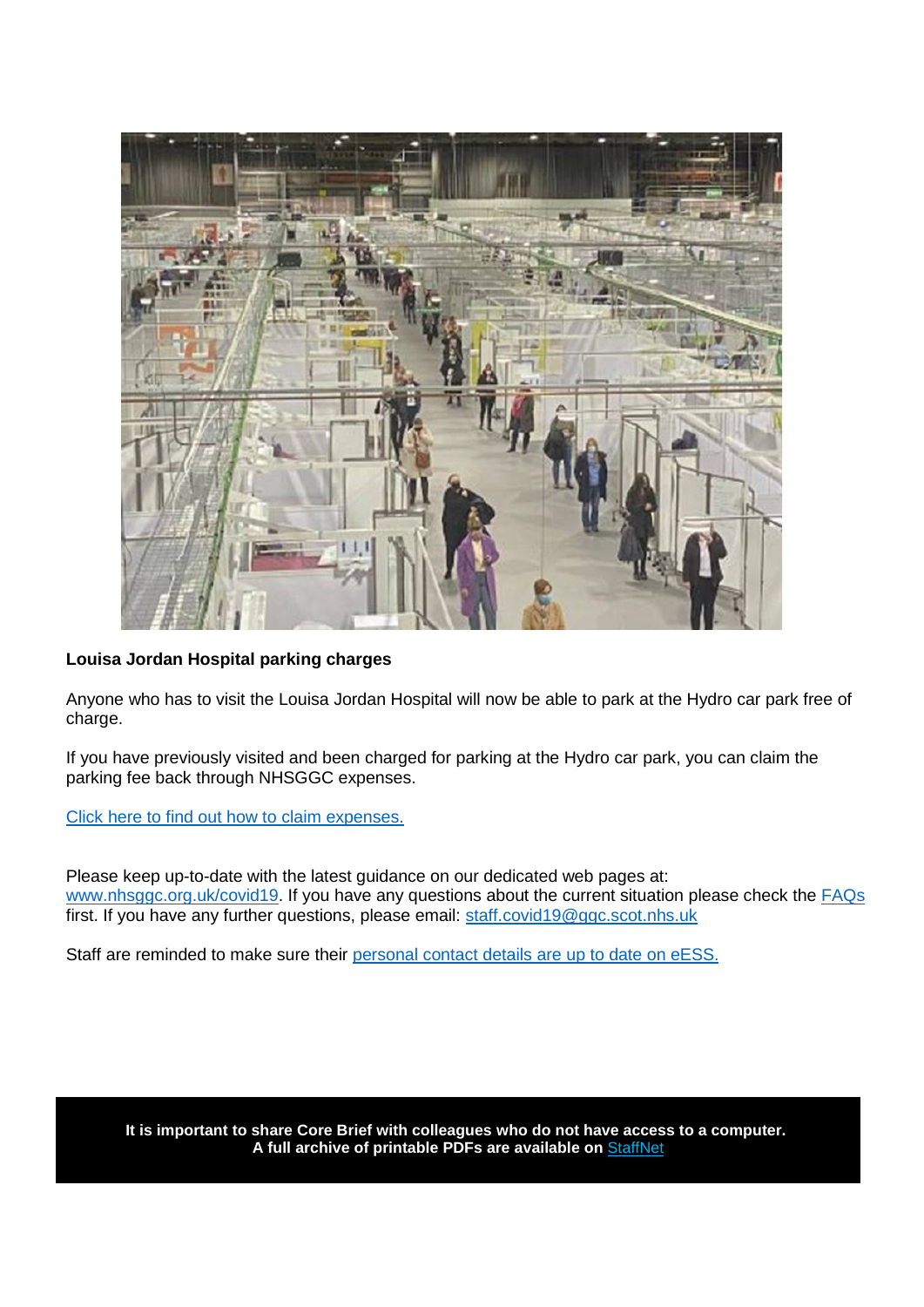**Louisa Jordan Hospital parking charges**

Anyone who has to visit the Louisa Jordan Hospital will now be able to park at the Hydro car park free of charge.

If you have previously visited and been charged for parking at the Hydro car park, you can claim the parking fee back through NHSGGC expenses.

Click here to find out how to claim expenses.

Please keep up-to-date with the latest guidance on our dedicated web pages at: www.nhsggc.org.uk/covid19. If you have any questions about the current situation please check the FAQs first. If you have any further questions, please email: staff.covid19@ggc.scot.nhs.uk

Staff are reminded to make sure their personal contact details are up to date on eESS.

**It is important to share Core Brief with colleagues who do not have access to a computer.**
**A full archive of printable PDFs are available on** StaffNet